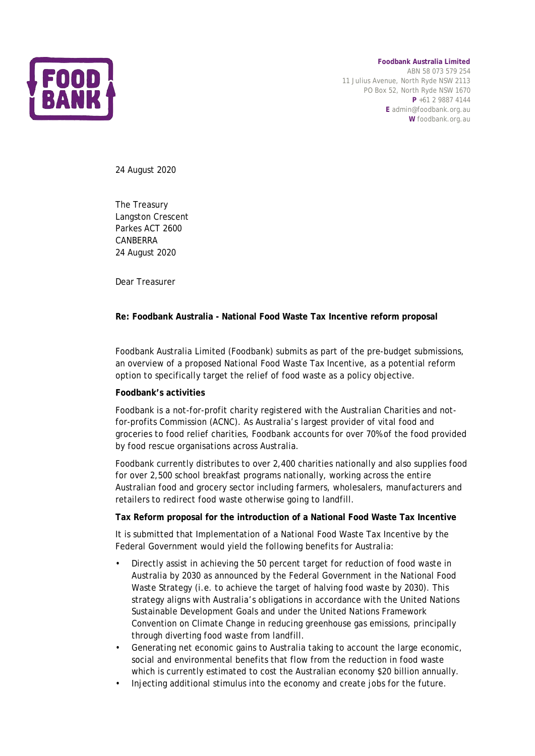**Foodbank Australia Limited**
ABN 58 073 579 254
11 Julius Avenue, North Ryde NSW 2113
PO Box 52, North Ryde NSW 1670
**P** +61 2 9887 4144
**E** admin@foodbank.org.au
**W** foodbank.org.au

24 August 2020

The Treasury
Langston Crescent
Parkes ACT 2600
CANBERRA
24 August 2020

Dear Treasurer

**Re: Foodbank Australia - National Food Waste Tax Incentive reform proposal**

Foodbank Australia Limited (Foodbank) submits as part of the pre-budget submissions, an overview of a proposed National Food Waste Tax Incentive, as a potential reform option to specifically target the relief of food waste as a policy objective.

**Foodbank's activities**

Foodbank is a not-for-profit charity registered with the Australian Charities and not-for-profits Commission (ACNC). As Australia's largest provider of vital food and groceries to food relief charities, Foodbank accounts for over 70% of the food provided by food rescue organisations across Australia.

Foodbank currently distributes to over 2,400 charities nationally and also supplies food for over 2,500 school breakfast programs nationally, working across the entire Australian food and grocery sector including farmers, wholesalers, manufacturers and retailers to redirect food waste otherwise going to landfill.

**Tax Reform proposal for the introduction of a National Food Waste Tax Incentive**

It is submitted that Implementation of a National Food Waste Tax Incentive by the Federal Government would yield the following benefits for Australia:

- Directly assist in achieving the 50 percent target for reduction of food waste in Australia by 2030 as announced by the Federal Government in the National Food Waste Strategy (i.e. to achieve the target of halving food waste by 2030). This strategy aligns with Australia's obligations in accordance with the United Nations Sustainable Development Goals and under the United Nations Framework Convention on Climate Change in reducing greenhouse gas emissions, principally through diverting food waste from landfill.
- Generating net economic gains to Australia taking to account the large economic, social and environmental benefits that flow from the reduction in food waste which is currently estimated to cost the Australian economy $20 billion annually.
- Injecting additional stimulus into the economy and create jobs for the future.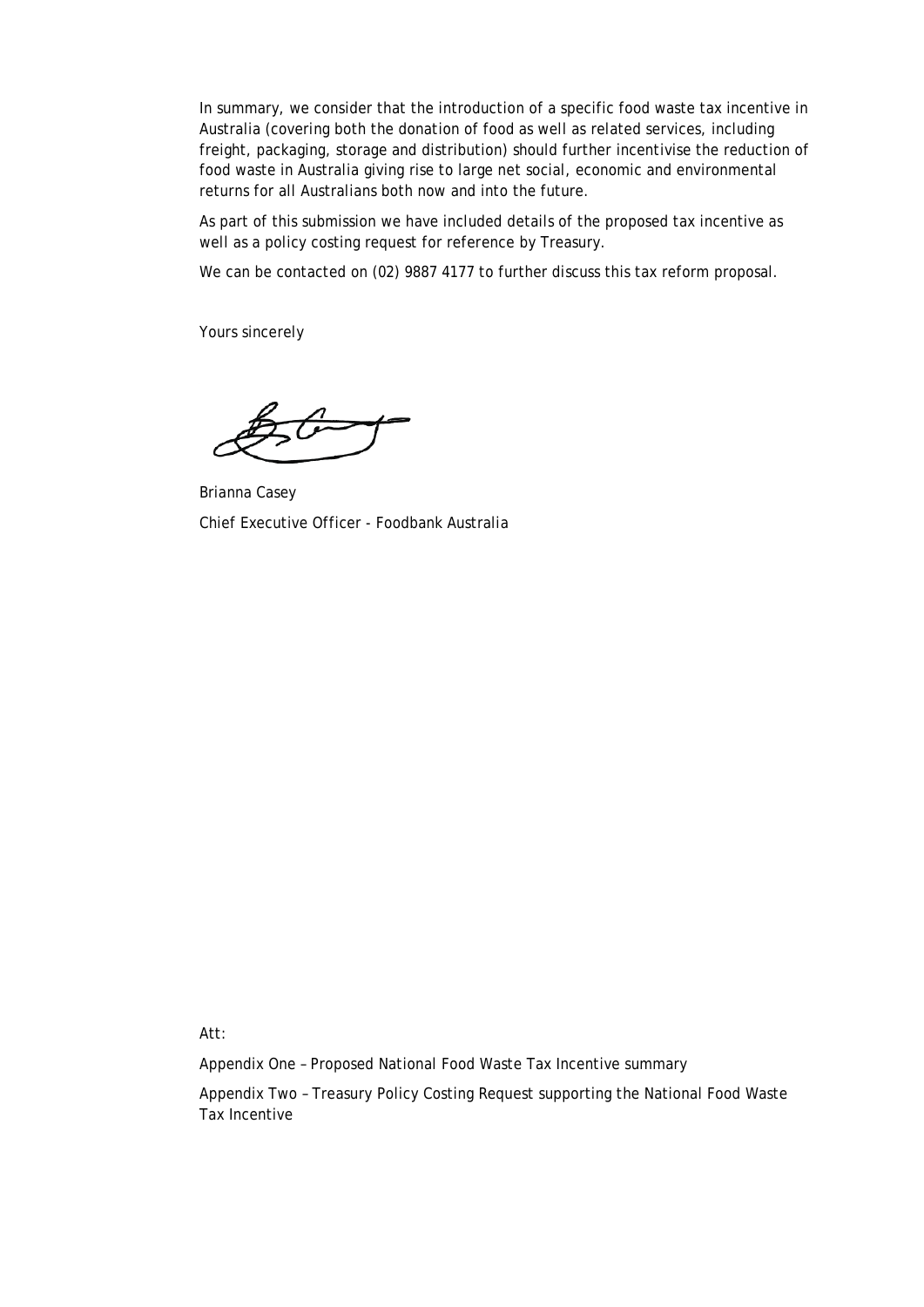In summary, we consider that the introduction of a specific food waste tax incentive in Australia (covering both the donation of food as well as related services, including freight, packaging, storage and distribution) should further incentivise the reduction of food waste in Australia giving rise to large net social, economic and environmental returns for all Australians both now and into the future.

As part of this submission we have included details of the proposed tax incentive as well as a policy costing request for reference by Treasury.

We can be contacted on (02) 9887 4177 to further discuss this tax reform proposal.

Yours sincerely

Brianna Casey

Chief Executive Officer - Foodbank Australia

Att:

Appendix One – Proposed National Food Waste Tax Incentive summary

Appendix Two – Treasury Policy Costing Request supporting the National Food Waste Tax Incentive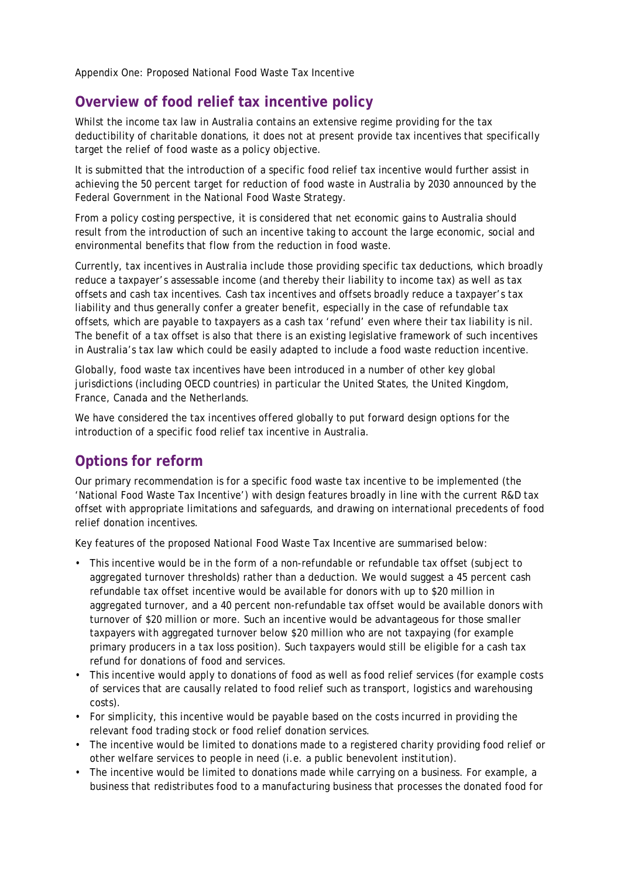Appendix One: Proposed National Food Waste Tax Incentive

## Overview of food relief tax incentive policy

Whilst the income tax law in Australia contains an extensive regime providing for the tax deductibility of charitable donations, it does not at present provide tax incentives that specifically target the relief of food waste as a policy objective.

It is submitted that the introduction of a specific food relief tax incentive would further assist in achieving the 50 percent target for reduction of food waste in Australia by 2030 announced by the Federal Government in the National Food Waste Strategy.

From a policy costing perspective, it is considered that net economic gains to Australia should result from the introduction of such an incentive taking to account the large economic, social and environmental benefits that flow from the reduction in food waste.

Currently, tax incentives in Australia include those providing specific tax deductions, which broadly reduce a taxpayer's assessable income (and thereby their liability to income tax) as well as tax offsets and cash tax incentives. Cash tax incentives and offsets broadly reduce a taxpayer's tax liability and thus generally confer a greater benefit, especially in the case of refundable tax offsets, which are payable to taxpayers as a cash tax 'refund' even where their tax liability is nil. The benefit of a tax offset is also that there is an existing legislative framework of such incentives in Australia's tax law which could be easily adapted to include a food waste reduction incentive.

Globally, food waste tax incentives have been introduced in a number of other key global jurisdictions (including OECD countries) in particular the United States, the United Kingdom, France, Canada and the Netherlands.

We have considered the tax incentives offered globally to put forward design options for the introduction of a specific food relief tax incentive in Australia.

## Options for reform

Our primary recommendation is for a specific food waste tax incentive to be implemented (the 'National Food Waste Tax Incentive') with design features broadly in line with the current R&D tax offset with appropriate limitations and safeguards, and drawing on international precedents of food relief donation incentives.

Key features of the proposed National Food Waste Tax Incentive are summarised below:

- This incentive would be in the form of a non-refundable or refundable tax offset (subject to aggregated turnover thresholds) rather than a deduction. We would suggest a 45 percent cash refundable tax offset incentive would be available for donors with up to $20 million in aggregated turnover, and a 40 percent non-refundable tax offset would be available donors with turnover of $20 million or more. Such an incentive would be advantageous for those smaller taxpayers with aggregated turnover below $20 million who are not taxpaying (for example primary producers in a tax loss position). Such taxpayers would still be eligible for a cash tax refund for donations of food and services.
- This incentive would apply to donations of food as well as food relief services (for example costs of services that are causally related to food relief such as transport, logistics and warehousing costs).
- For simplicity, this incentive would be payable based on the costs incurred in providing the relevant food trading stock or food relief donation services.
- The incentive would be limited to donations made to a registered charity providing food relief or other welfare services to people in need (i.e. a public benevolent institution).
- The incentive would be limited to donations made while carrying on a business. For example, a business that redistributes food to a manufacturing business that processes the donated food for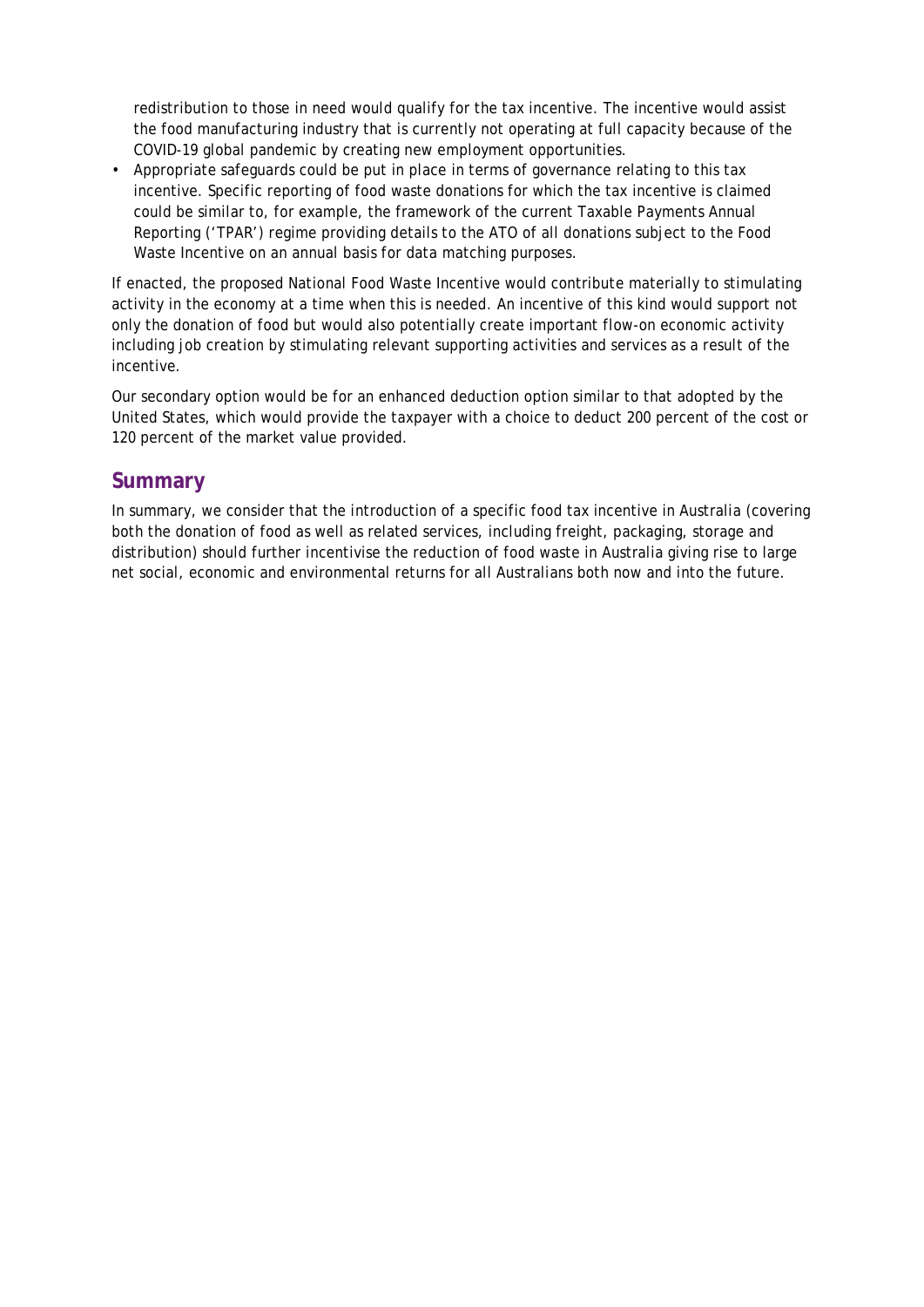redistribution to those in need would qualify for the tax incentive. The incentive would assist the food manufacturing industry that is currently not operating at full capacity because of the COVID-19 global pandemic by creating new employment opportunities.

- Appropriate safeguards could be put in place in terms of governance relating to this tax incentive. Specific reporting of food waste donations for which the tax incentive is claimed could be similar to, for example, the framework of the current Taxable Payments Annual Reporting ('TPAR') regime providing details to the ATO of all donations subject to the Food Waste Incentive on an annual basis for data matching purposes.

If enacted, the proposed National Food Waste Incentive would contribute materially to stimulating activity in the economy at a time when this is needed. An incentive of this kind would support not only the donation of food but would also potentially create important flow-on economic activity including job creation by stimulating relevant supporting activities and services as a result of the incentive.

Our secondary option would be for an enhanced deduction option similar to that adopted by the United States, which would provide the taxpayer with a choice to deduct 200 percent of the cost or 120 percent of the market value provided.

## Summary

In summary, we consider that the introduction of a specific food tax incentive in Australia (covering both the donation of food as well as related services, including freight, packaging, storage and distribution) should further incentivise the reduction of food waste in Australia giving rise to large net social, economic and environmental returns for all Australians both now and into the future.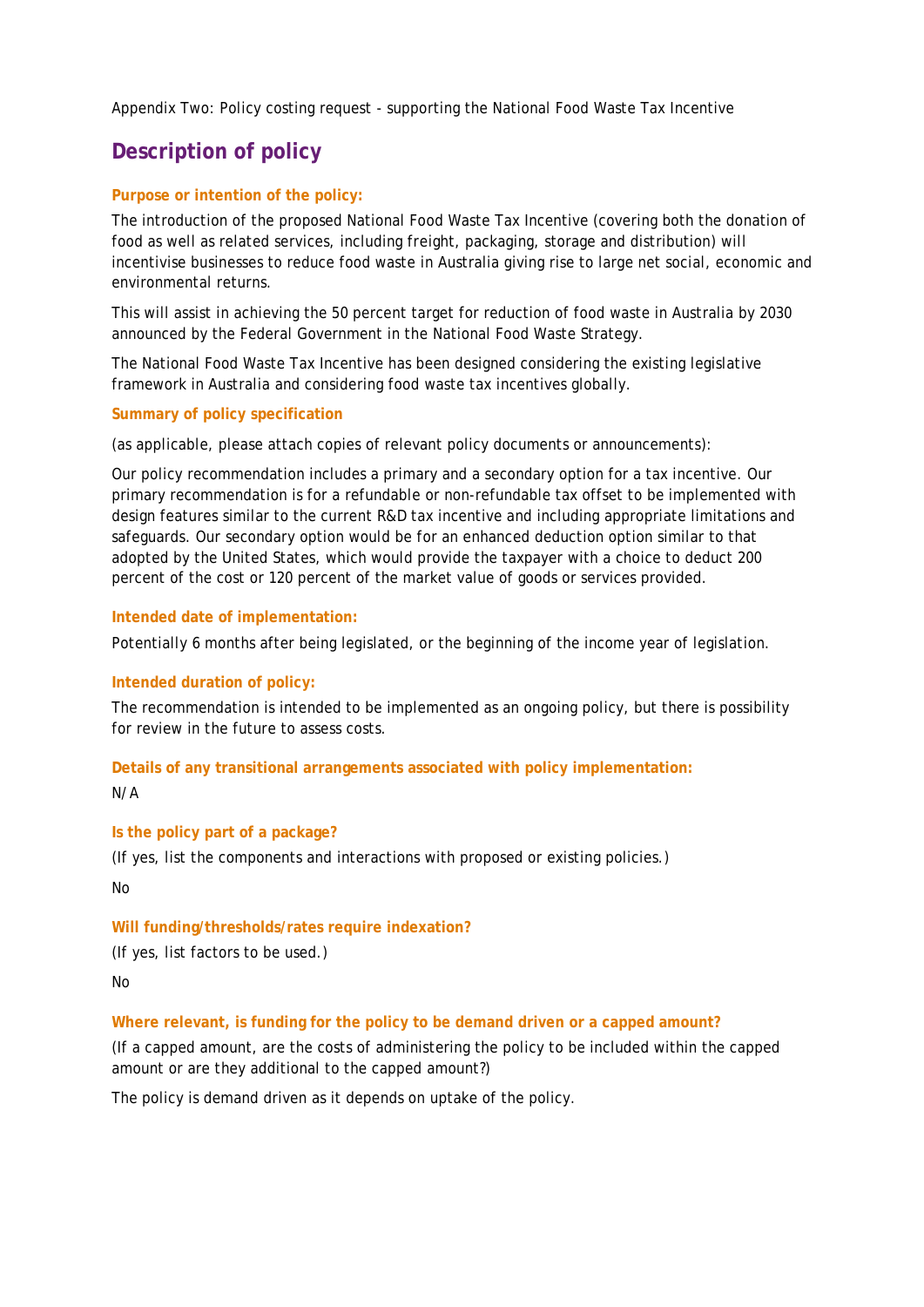Appendix Two: Policy costing request - supporting the National Food Waste Tax Incentive

## Description of policy

### Purpose or intention of the policy:

The introduction of the proposed National Food Waste Tax Incentive (covering both the donation of food as well as related services, including freight, packaging, storage and distribution) will incentivise businesses to reduce food waste in Australia giving rise to large net social, economic and environmental returns.

This will assist in achieving the 50 percent target for reduction of food waste in Australia by 2030 announced by the Federal Government in the National Food Waste Strategy.

The National Food Waste Tax Incentive has been designed considering the existing legislative framework in Australia and considering food waste tax incentives globally.

### Summary of policy specification

(as applicable, please attach copies of relevant policy documents or announcements):

Our policy recommendation includes a primary and a secondary option for a tax incentive. Our primary recommendation is for a refundable or non-refundable tax offset to be implemented with design features similar to the current R&D tax incentive and including appropriate limitations and safeguards. Our secondary option would be for an enhanced deduction option similar to that adopted by the United States, which would provide the taxpayer with a choice to deduct 200 percent of the cost or 120 percent of the market value of goods or services provided.

### Intended date of implementation:

Potentially 6 months after being legislated, or the beginning of the income year of legislation.

### Intended duration of policy:

The recommendation is intended to be implemented as an ongoing policy, but there is possibility for review in the future to assess costs.

### Details of any transitional arrangements associated with policy implementation:

N/A

### Is the policy part of a package?

(If yes, list the components and interactions with proposed or existing policies.)

No

### Will funding/thresholds/rates require indexation?

(If yes, list factors to be used.)

No

### Where relevant, is funding for the policy to be demand driven or a capped amount?

(If a capped amount, are the costs of administering the policy to be included within the capped amount or are they additional to the capped amount?)

The policy is demand driven as it depends on uptake of the policy.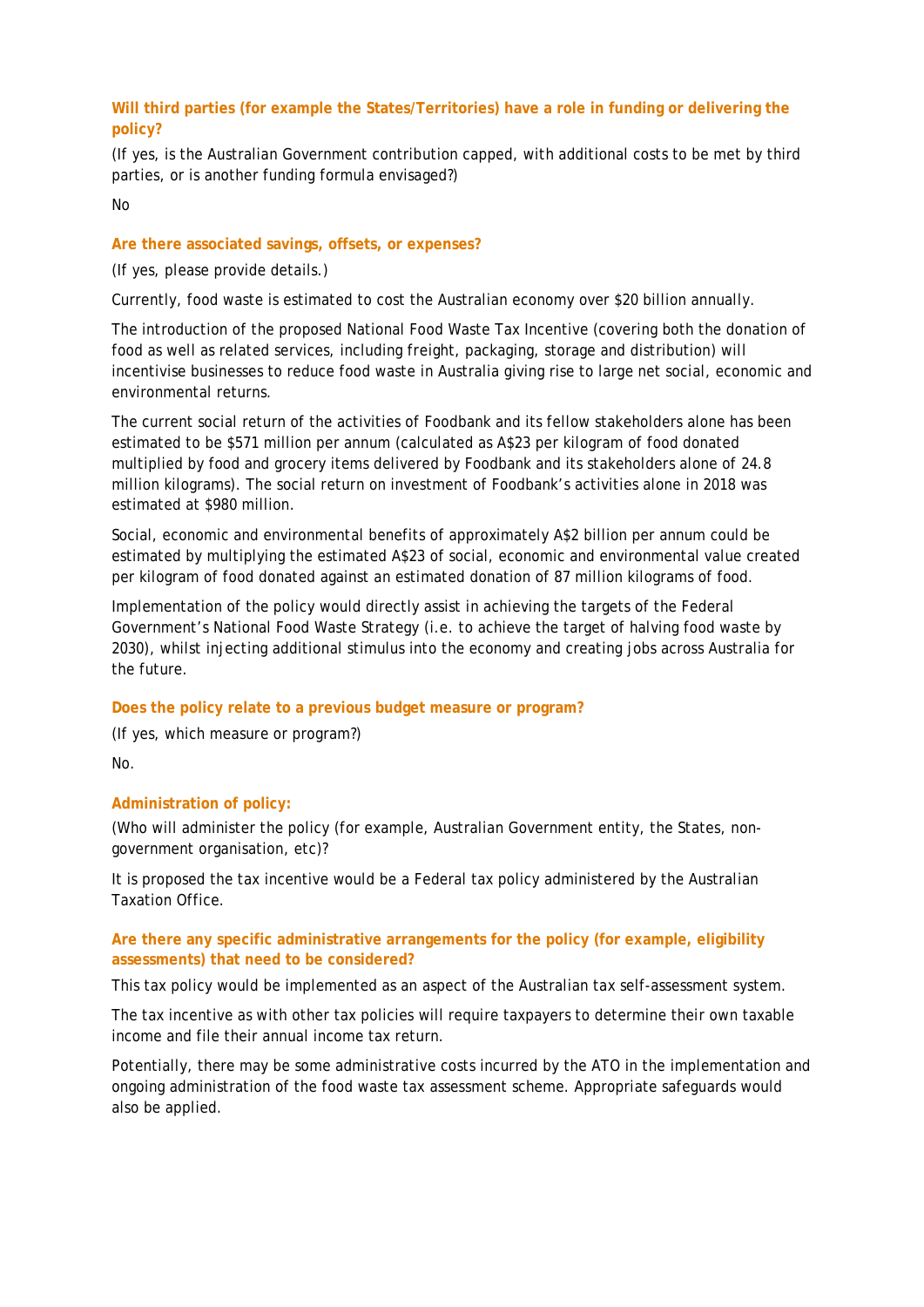**Will third parties (for example the States/Territories) have a role in funding or delivering the policy?**

(If yes, is the Australian Government contribution capped, with additional costs to be met by third parties, or is another funding formula envisaged?)

No

**Are there associated savings, offsets, or expenses?**

(If yes, please provide details.)

Currently, food waste is estimated to cost the Australian economy over $20 billion annually.

The introduction of the proposed National Food Waste Tax Incentive (covering both the donation of food as well as related services, including freight, packaging, storage and distribution) will incentivise businesses to reduce food waste in Australia giving rise to large net social, economic and environmental returns.

The current social return of the activities of Foodbank and its fellow stakeholders alone has been estimated to be $571 million per annum (calculated as A$23 per kilogram of food donated multiplied by food and grocery items delivered by Foodbank and its stakeholders alone of 24.8 million kilograms). The social return on investment of Foodbank's activities alone in 2018 was estimated at $980 million.

Social, economic and environmental benefits of approximately A$2 billion per annum could be estimated by multiplying the estimated A$23 of social, economic and environmental value created per kilogram of food donated against an estimated donation of 87 million kilograms of food.

Implementation of the policy would directly assist in achieving the targets of the Federal Government's National Food Waste Strategy (i.e. to achieve the target of halving food waste by 2030), whilst injecting additional stimulus into the economy and creating jobs across Australia for the future.

**Does the policy relate to a previous budget measure or program?**

(If yes, which measure or program?)

No.

**Administration of policy:**

(Who will administer the policy (for example, Australian Government entity, the States, non-government organisation, etc)?

It is proposed the tax incentive would be a Federal tax policy administered by the Australian Taxation Office.

**Are there any specific administrative arrangements for the policy (for example, eligibility assessments) that need to be considered?**

This tax policy would be implemented as an aspect of the Australian tax self-assessment system.

The tax incentive as with other tax policies will require taxpayers to determine their own taxable income and file their annual income tax return.

Potentially, there may be some administrative costs incurred by the ATO in the implementation and ongoing administration of the food waste tax assessment scheme. Appropriate safeguards would also be applied.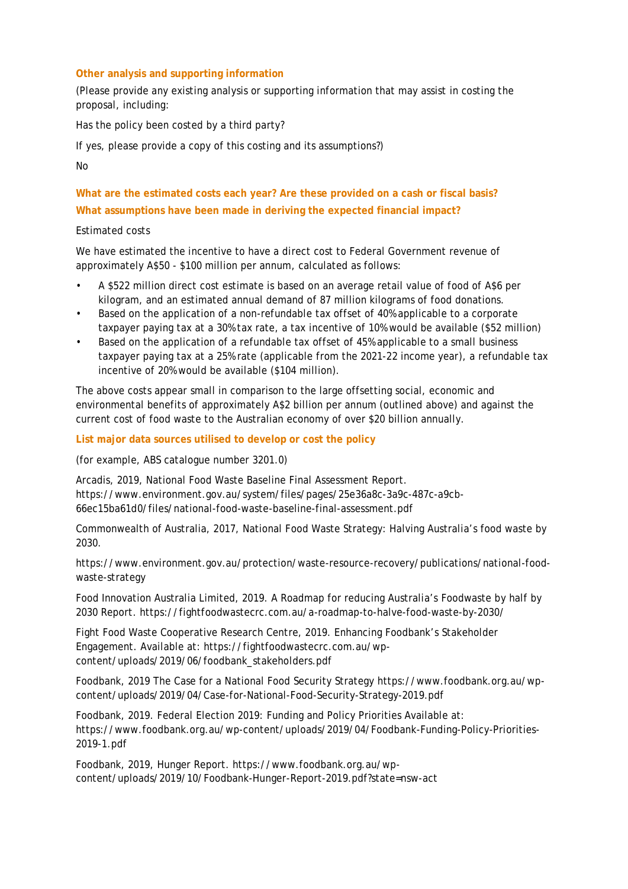**Other analysis and supporting information**

(Please provide any existing analysis or supporting information that may assist in costing the proposal, including:

Has the policy been costed by a third party?

If yes, please provide a copy of this costing and its assumptions?)

No

**What are the estimated costs each year? Are these provided on a cash or fiscal basis?**

**What assumptions have been made in deriving the expected financial impact?**

Estimated costs

We have estimated the incentive to have a direct cost to Federal Government revenue of approximately A$50 - $100 million per annum, calculated as follows:

- A $522 million direct cost estimate is based on an average retail value of food of A$6 per kilogram, and an estimated annual demand of 87 million kilograms of food donations.
- Based on the application of a non-refundable tax offset of 40% applicable to a corporate taxpayer paying tax at a 30% tax rate, a tax incentive of 10% would be available ($52 million)
- Based on the application of a refundable tax offset of 45% applicable to a small business taxpayer paying tax at a 25% rate (applicable from the 2021-22 income year), a refundable tax incentive of 20% would be available ($104 million).

The above costs appear small in comparison to the large offsetting social, economic and environmental benefits of approximately A$2 billion per annum (outlined above) and against the current cost of food waste to the Australian economy of over $20 billion annually.

**List major data sources utilised to develop or cost the policy**

(for example, ABS catalogue number 3201.0)

Arcadis, 2019, National Food Waste Baseline Final Assessment Report. https://www.environment.gov.au/system/files/pages/25e36a8c-3a9c-487c-a9cb-66ec15ba61d0/files/national-food-waste-baseline-final-assessment.pdf

Commonwealth of Australia, 2017, National Food Waste Strategy: Halving Australia's food waste by 2030.

https://www.environment.gov.au/protection/waste-resource-recovery/publications/national-food-waste-strategy

Food Innovation Australia Limited, 2019. A Roadmap for reducing Australia's Foodwaste by half by 2030 Report. https://fightfoodwastecrc.com.au/a-roadmap-to-halve-food-waste-by-2030/

Fight Food Waste Cooperative Research Centre, 2019. Enhancing Foodbank's Stakeholder Engagement. Available at: https://fightfoodwastecrc.com.au/wp-content/uploads/2019/06/foodbank_stakeholders.pdf

Foodbank, 2019 The Case for a National Food Security Strategy https://www.foodbank.org.au/wp-content/uploads/2019/04/Case-for-National-Food-Security-Strategy-2019.pdf

Foodbank, 2019. Federal Election 2019: Funding and Policy Priorities Available at: https://www.foodbank.org.au/wp-content/uploads/2019/04/Foodbank-Funding-Policy-Priorities-2019-1.pdf

Foodbank, 2019, Hunger Report. https://www.foodbank.org.au/wp-content/uploads/2019/10/Foodbank-Hunger-Report-2019.pdf?state=nsw-act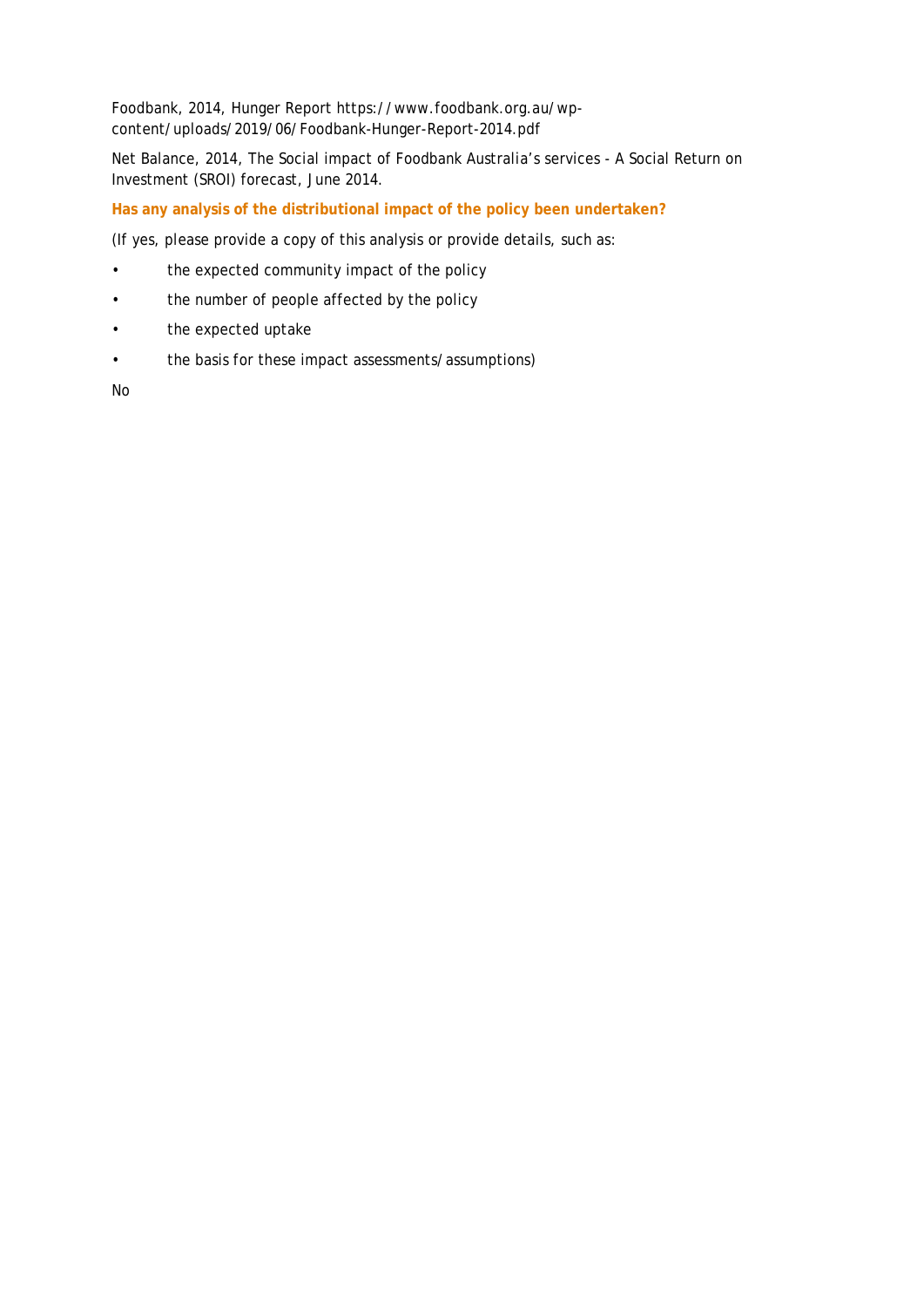Foodbank, 2014, Hunger Report https://www.foodbank.org.au/wp-content/uploads/2019/06/Foodbank-Hunger-Report-2014.pdf

Net Balance, 2014, The Social impact of Foodbank Australia's services - A Social Return on Investment (SROI) forecast, June 2014.

**Has any analysis of the distributional impact of the policy been undertaken?**

(If yes, please provide a copy of this analysis or provide details, such as:

- the expected community impact of the policy
- the number of people affected by the policy
- the expected uptake
- the basis for these impact assessments/assumptions)

No